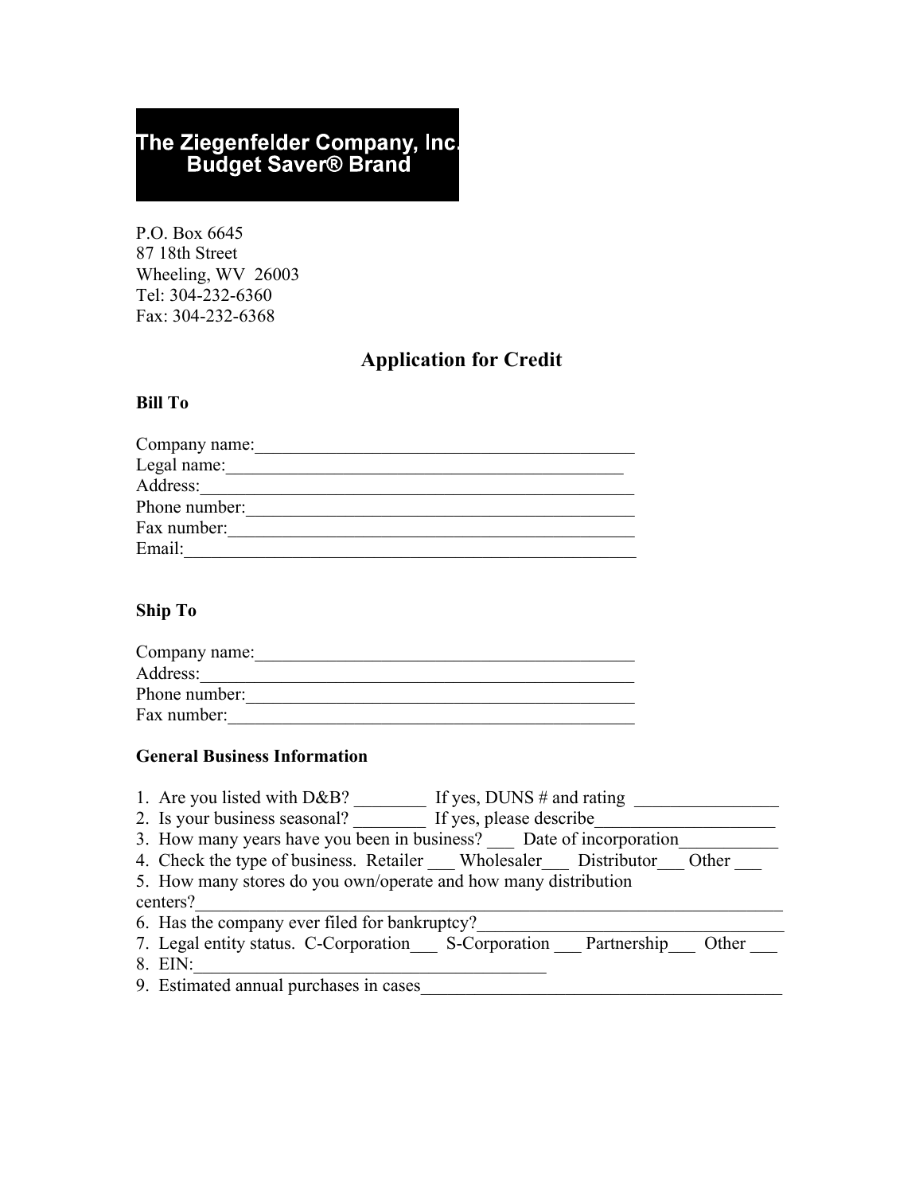**The Ziegenfelder Company, Inc.**
**Budget Saver® Brand**

P.O. Box 6645
87 18th Street
Wheeling, WV 26003
Tel: 304-232-6360
Fax: 304-232-6368

# Application for Credit

**Bill To**

Company name:____________________________________________
Legal name:______________________________________________
Address:_________________________________________________
Phone number:____________________________________________
Fax number:______________________________________________
Email:___________________________________________________

**Ship To**

Company name:____________________________________________
Address:_________________________________________________
Phone number:____________________________________________
Fax number:______________________________________________

**General Business Information**

1. Are you listed with D&B? ________ If yes, DUNS # and rating ________________
2. Is your business seasonal? ________ If yes, please describe____________________
3. How many years have you been in business? ___ Date of incorporation___________
4. Check the type of business. Retailer ___ Wholesaler___ Distributor___ Other ___
5. How many stores do you own/operate and how many distribution centers?__________________________________________________________________
6. Has the company ever filed for bankruptcy?_________________________________
7. Legal entity status. C-Corporation___ S-Corporation ___ Partnership___ Other ___
8. EIN:_______________________________________
9. Estimated annual purchases in cases_____________________________________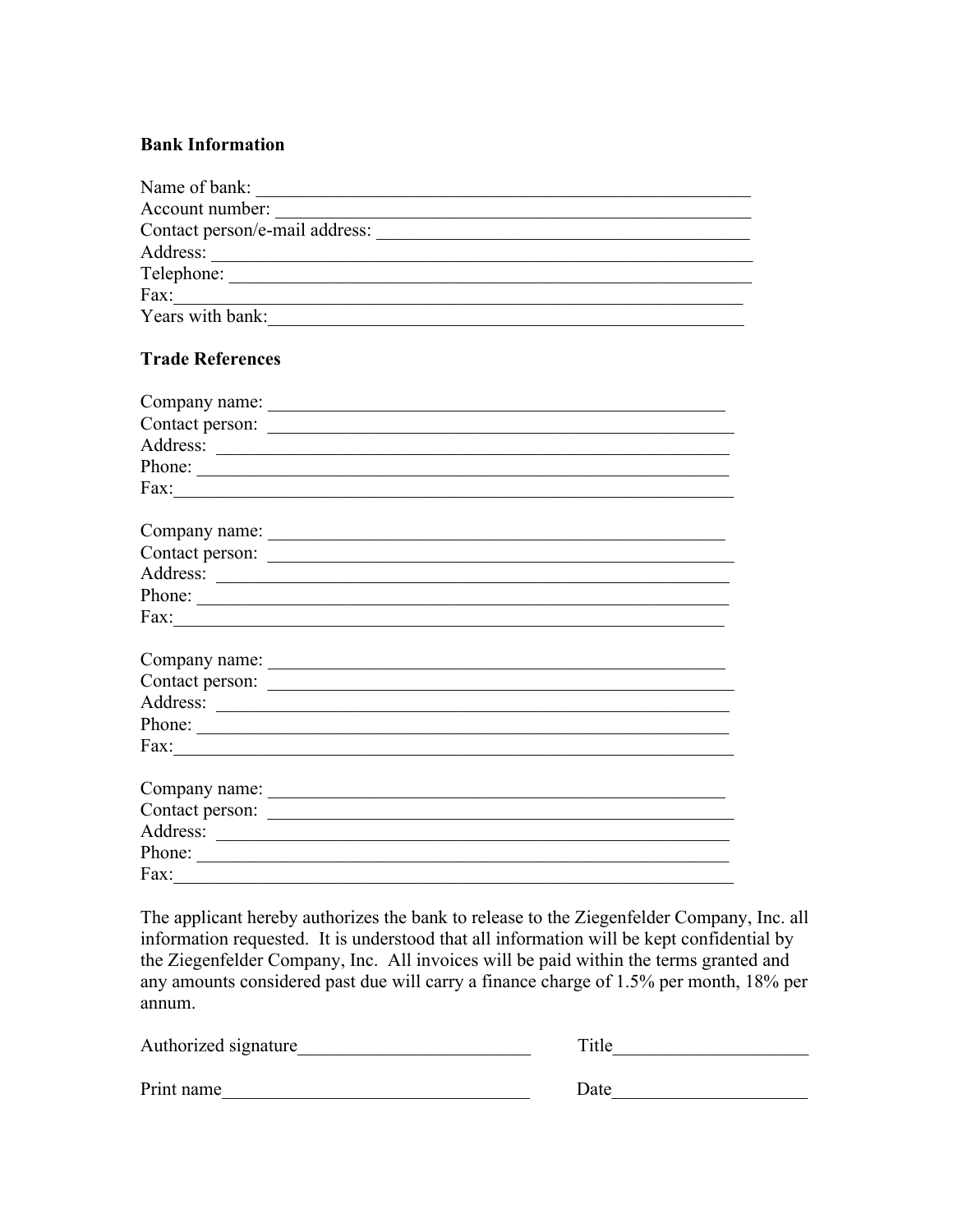**Bank Information**

Name of bank: _______________________________________________________
Account number: _____________________________________________________
Contact person/e-mail address: ______________________________________
Address: ____________________________________________________________
Telephone: __________________________________________________________
Fax:________________________________________________________________
Years with bank:_____________________________________________________

**Trade References**

Company name: ___________________________________________________
Contact person: _________________________________________________
Address: ________________________________________________________
Phone: __________________________________________________________
Fax:____________________________________________________________

Company name: ___________________________________________________
Contact person: _________________________________________________
Address: ________________________________________________________
Phone: __________________________________________________________
Fax:____________________________________________________________

Company name: ___________________________________________________
Contact person: _________________________________________________
Address: ________________________________________________________
Phone: __________________________________________________________
Fax:____________________________________________________________

Company name: ___________________________________________________
Contact person: _________________________________________________
Address: ________________________________________________________
Phone: __________________________________________________________
Fax:____________________________________________________________

The applicant hereby authorizes the bank to release to the Ziegenfelder Company, Inc. all information requested. It is understood that all information will be kept confidential by the Ziegenfelder Company, Inc. All invoices will be paid within the terms granted and any amounts considered past due will carry a finance charge of 1.5% per month, 18% per annum.

Authorized signature_________________________ Title____________________

Print name_________________________________ Date____________________